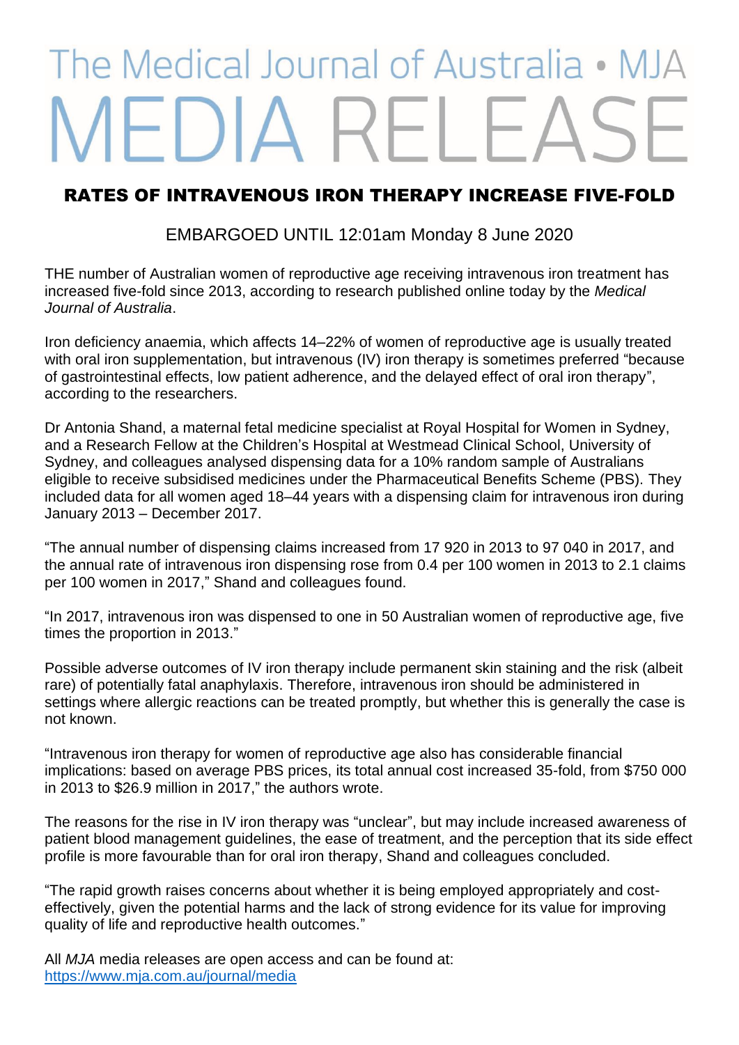# The Medical Journal of Australia • MJA MEDIA RELEASE

## RATES OF INTRAVENOUS IRON THERAPY INCREASE FIVE-FOLD

EMBARGOED UNTIL 12:01am Monday 8 June 2020

THE number of Australian women of reproductive age receiving intravenous iron treatment has increased five-fold since 2013, according to research published online today by the *Medical Journal of Australia*.

Iron deficiency anaemia, which affects 14–22% of women of reproductive age is usually treated with oral iron supplementation, but intravenous (IV) iron therapy is sometimes preferred "because of gastrointestinal effects, low patient adherence, and the delayed effect of oral iron therapy", according to the researchers.

Dr Antonia Shand, a maternal fetal medicine specialist at Royal Hospital for Women in Sydney, and a Research Fellow at the Children's Hospital at Westmead Clinical School, University of Sydney, and colleagues analysed dispensing data for a 10% random sample of Australians eligible to receive subsidised medicines under the Pharmaceutical Benefits Scheme (PBS). They included data for all women aged 18–44 years with a dispensing claim for intravenous iron during January 2013 – December 2017.

"The annual number of dispensing claims increased from 17 920 in 2013 to 97 040 in 2017, and the annual rate of intravenous iron dispensing rose from 0.4 per 100 women in 2013 to 2.1 claims per 100 women in 2017," Shand and colleagues found.

"In 2017, intravenous iron was dispensed to one in 50 Australian women of reproductive age, five times the proportion in 2013."

Possible adverse outcomes of IV iron therapy include permanent skin staining and the risk (albeit rare) of potentially fatal anaphylaxis. Therefore, intravenous iron should be administered in settings where allergic reactions can be treated promptly, but whether this is generally the case is not known.

"Intravenous iron therapy for women of reproductive age also has considerable financial implications: based on average PBS prices, its total annual cost increased 35-fold, from $750 000 in 2013 to $26.9 million in 2017," the authors wrote.

The reasons for the rise in IV iron therapy was "unclear", but may include increased awareness of patient blood management guidelines, the ease of treatment, and the perception that its side effect profile is more favourable than for oral iron therapy, Shand and colleagues concluded.

"The rapid growth raises concerns about whether it is being employed appropriately and cost-effectively, given the potential harms and the lack of strong evidence for its value for improving quality of life and reproductive health outcomes."

All *MJA* media releases are open access and can be found at: [https://www.mja.com.au/journal/media](https://www.mja.com.au/journal/media)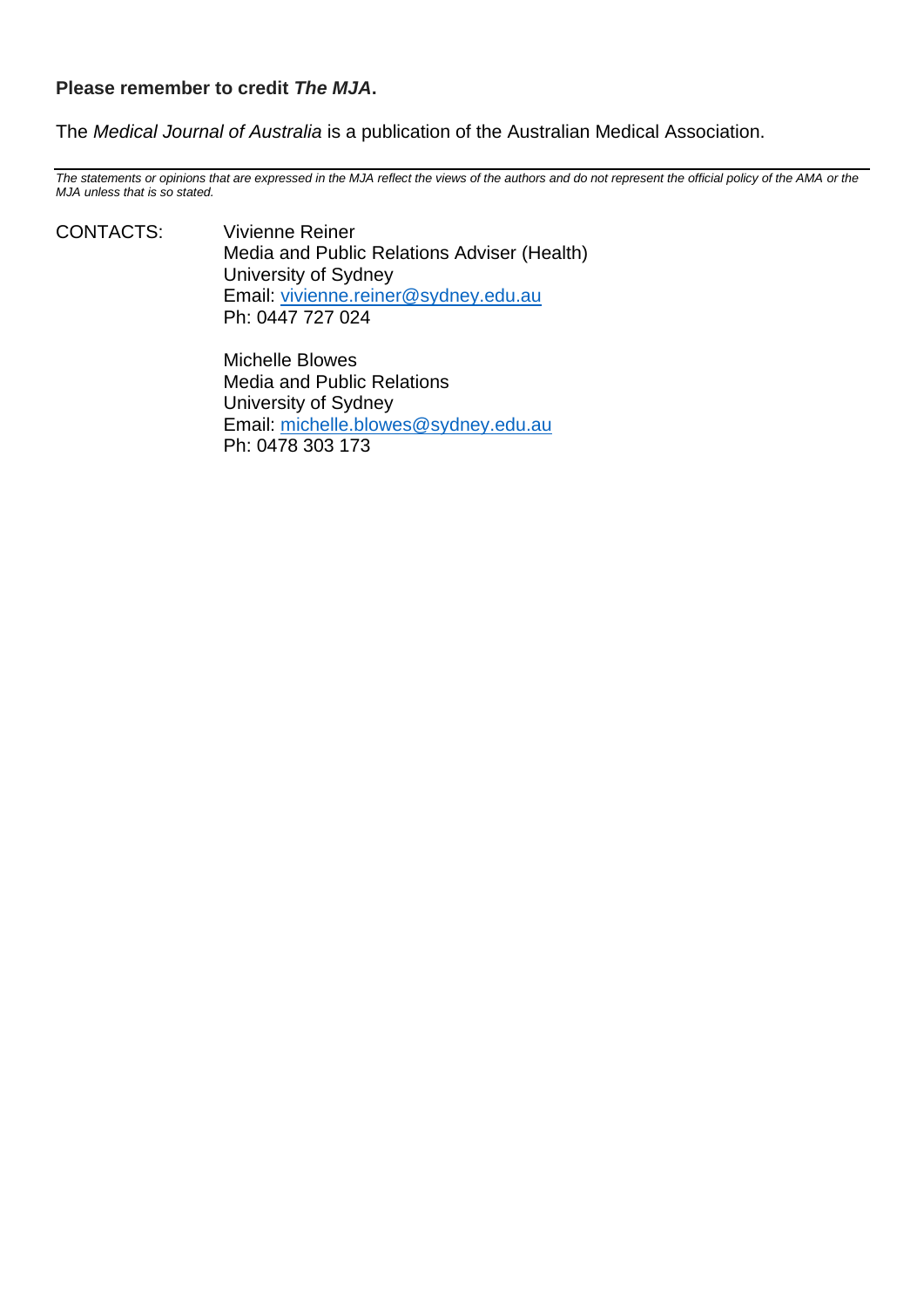**Please remember to credit *The MJA*.**

The *Medical Journal of Australia* is a publication of the Australian Medical Association.

---

*The statements or opinions that are expressed in the MJA reflect the views of the authors and do not represent the official policy of the AMA or the MJA unless that is so stated.*

CONTACTS:

Vivienne Reiner
Media and Public Relations Adviser (Health)
University of Sydney
Email: vivienne.reiner@sydney.edu.au
Ph: 0447 727 024

Michelle Blowes
Media and Public Relations
University of Sydney
Email: michelle.blowes@sydney.edu.au
Ph: 0478 303 173